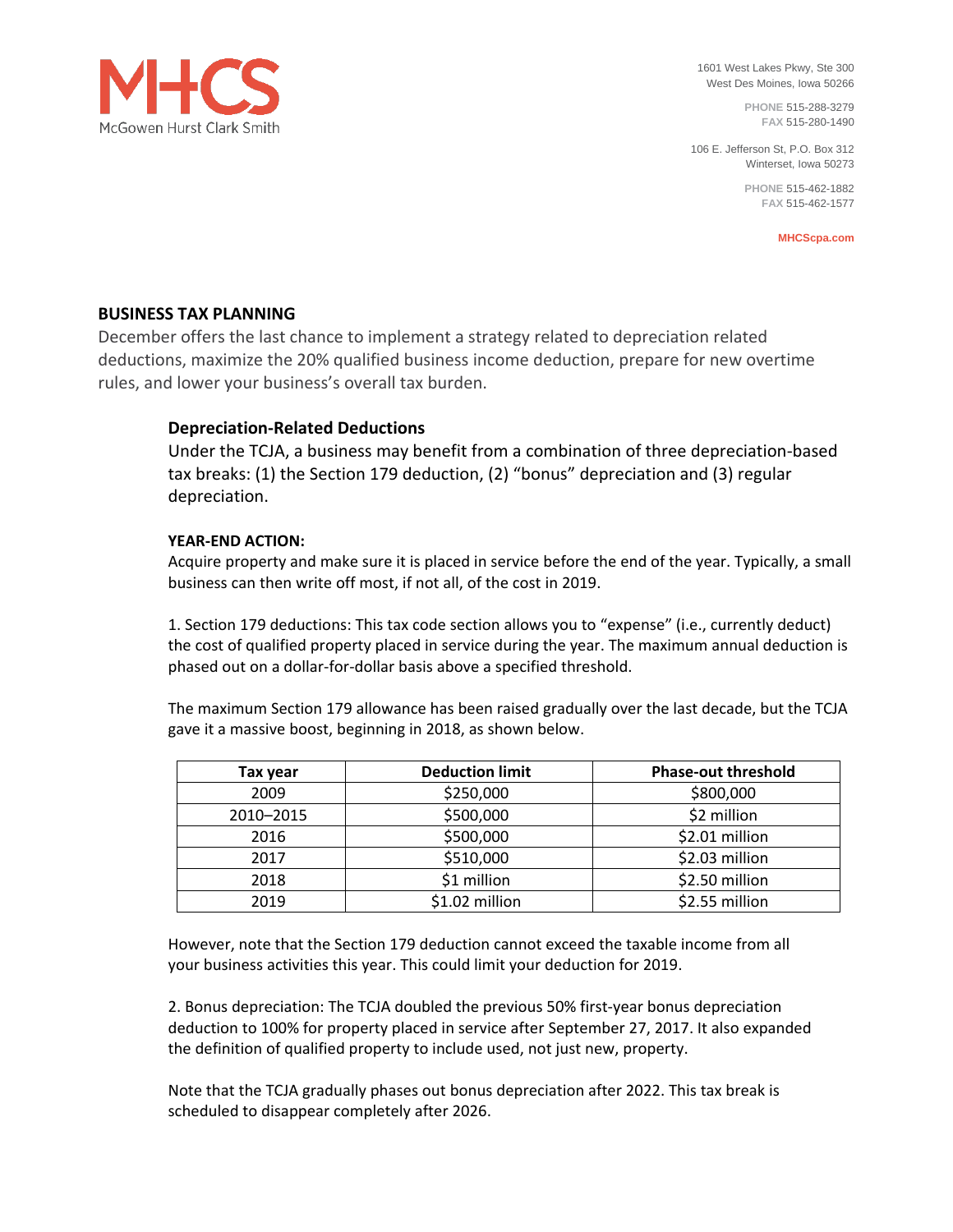McGowen Hurst Clark Smith

1601 West Lakes Pkwy, Ste 300
West Des Moines, Iowa 50266

**PHONE** 515-288-3279
**FAX** 515-280-1490

106 E. Jefferson St, P.O. Box 312
Winterset, Iowa 50273

**PHONE** 515-462-1882
**FAX** 515-462-1577

**MHCScpa.com**

## BUSINESS TAX PLANNING

December offers the last chance to implement a strategy related to depreciation related deductions, maximize the 20% qualified business income deduction, prepare for new overtime rules, and lower your business's overall tax burden.

### Depreciation-Related Deductions

Under the TCJA, a business may benefit from a combination of three depreciation-based tax breaks: (1) the Section 179 deduction, (2) "bonus" depreciation and (3) regular depreciation.

**YEAR-END ACTION:**

Acquire property and make sure it is placed in service before the end of the year. Typically, a small business can then write off most, if not all, of the cost in 2019.

1. Section 179 deductions: This tax code section allows you to "expense" (i.e., currently deduct) the cost of qualified property placed in service during the year. The maximum annual deduction is phased out on a dollar-for-dollar basis above a specified threshold.

The maximum Section 179 allowance has been raised gradually over the last decade, but the TCJA gave it a massive boost, beginning in 2018, as shown below.

| Tax year | Deduction limit | Phase-out threshold |
|---|---|---|
| 2009 | $250,000 | $800,000 |
| 2010–2015 | $500,000 | $2 million |
| 2016 | $500,000 | $2.01 million |
| 2017 | $510,000 | $2.03 million |
| 2018 | $1 million | $2.50 million |
| 2019 | $1.02 million | $2.55 million |

However, note that the Section 179 deduction cannot exceed the taxable income from all your business activities this year. This could limit your deduction for 2019.

2. Bonus depreciation: The TCJA doubled the previous 50% first-year bonus depreciation deduction to 100% for property placed in service after September 27, 2017. It also expanded the definition of qualified property to include used, not just new, property.

Note that the TCJA gradually phases out bonus depreciation after 2022. This tax break is scheduled to disappear completely after 2026.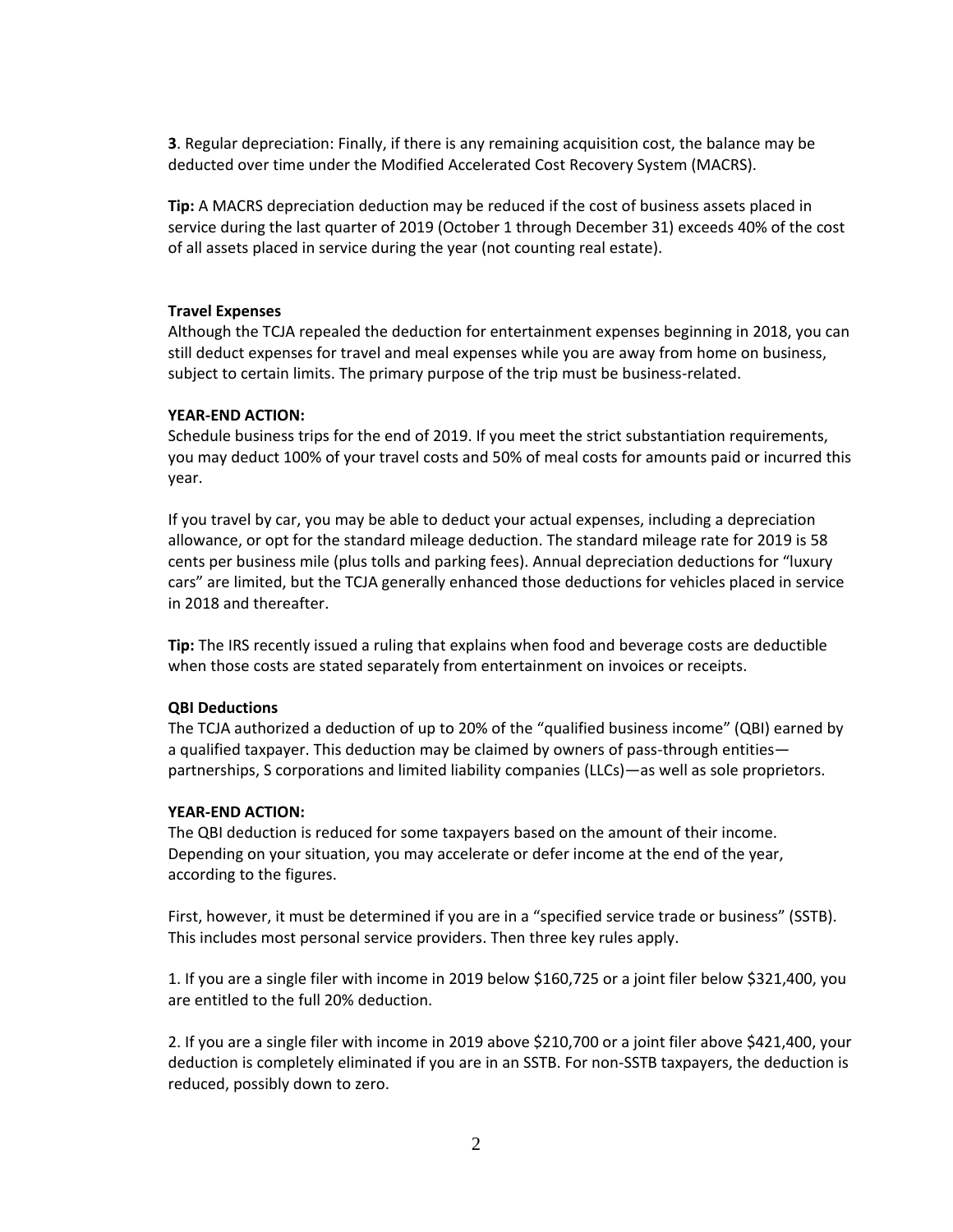**3**. Regular depreciation: Finally, if there is any remaining acquisition cost, the balance may be deducted over time under the Modified Accelerated Cost Recovery System (MACRS).

**Tip:** A MACRS depreciation deduction may be reduced if the cost of business assets placed in service during the last quarter of 2019 (October 1 through December 31) exceeds 40% of the cost of all assets placed in service during the year (not counting real estate).

**Travel Expenses**

Although the TCJA repealed the deduction for entertainment expenses beginning in 2018, you can still deduct expenses for travel and meal expenses while you are away from home on business, subject to certain limits. The primary purpose of the trip must be business-related.

**YEAR-END ACTION:**

Schedule business trips for the end of 2019. If you meet the strict substantiation requirements, you may deduct 100% of your travel costs and 50% of meal costs for amounts paid or incurred this year.

If you travel by car, you may be able to deduct your actual expenses, including a depreciation allowance, or opt for the standard mileage deduction. The standard mileage rate for 2019 is 58 cents per business mile (plus tolls and parking fees). Annual depreciation deductions for "luxury cars" are limited, but the TCJA generally enhanced those deductions for vehicles placed in service in 2018 and thereafter.

**Tip:** The IRS recently issued a ruling that explains when food and beverage costs are deductible when those costs are stated separately from entertainment on invoices or receipts.

**QBI Deductions**

The TCJA authorized a deduction of up to 20% of the "qualified business income" (QBI) earned by a qualified taxpayer. This deduction may be claimed by owners of pass-through entities—partnerships, S corporations and limited liability companies (LLCs)—as well as sole proprietors.

**YEAR-END ACTION:**

The QBI deduction is reduced for some taxpayers based on the amount of their income. Depending on your situation, you may accelerate or defer income at the end of the year, according to the figures.

First, however, it must be determined if you are in a "specified service trade or business" (SSTB). This includes most personal service providers. Then three key rules apply.

1. If you are a single filer with income in 2019 below $160,725 or a joint filer below $321,400, you are entitled to the full 20% deduction.

2. If you are a single filer with income in 2019 above $210,700 or a joint filer above $421,400, your deduction is completely eliminated if you are in an SSTB. For non-SSTB taxpayers, the deduction is reduced, possibly down to zero.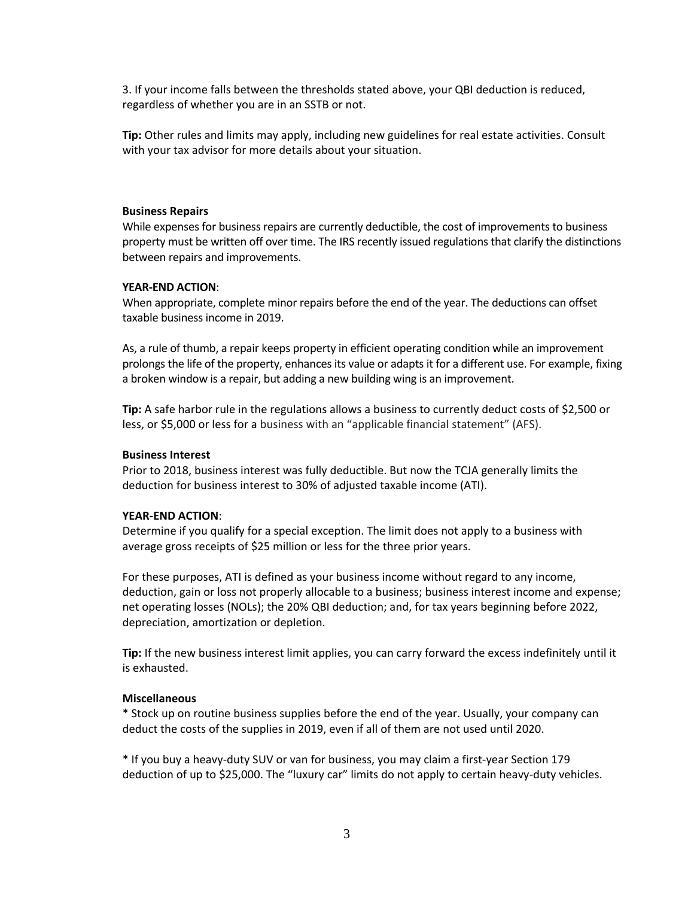3. If your income falls between the thresholds stated above, your QBI deduction is reduced, regardless of whether you are in an SSTB or not.

**Tip:** Other rules and limits may apply, including new guidelines for real estate activities. Consult with your tax advisor for more details about your situation.

**Business Repairs**

While expenses for business repairs are currently deductible, the cost of improvements to business property must be written off over time. The IRS recently issued regulations that clarify the distinctions between repairs and improvements.

**YEAR-END ACTION**:

When appropriate, complete minor repairs before the end of the year. The deductions can offset taxable business income in 2019.

As, a rule of thumb, a repair keeps property in efficient operating condition while an improvement prolongs the life of the property, enhances its value or adapts it for a different use. For example, fixing a broken window is a repair, but adding a new building wing is an improvement.

**Tip:** A safe harbor rule in the regulations allows a business to currently deduct costs of $2,500 or less, or $5,000 or less for a business with an "applicable financial statement" (AFS).

**Business Interest**

Prior to 2018, business interest was fully deductible. But now the TCJA generally limits the deduction for business interest to 30% of adjusted taxable income (ATI).

**YEAR-END ACTION**:

Determine if you qualify for a special exception. The limit does not apply to a business with average gross receipts of $25 million or less for the three prior years.

For these purposes, ATI is defined as your business income without regard to any income, deduction, gain or loss not properly allocable to a business; business interest income and expense; net operating losses (NOLs); the 20% QBI deduction; and, for tax years beginning before 2022, depreciation, amortization or depletion.

**Tip:** If the new business interest limit applies, you can carry forward the excess indefinitely until it is exhausted.

**Miscellaneous**

* Stock up on routine business supplies before the end of the year. Usually, your company can deduct the costs of the supplies in 2019, even if all of them are not used until 2020.

* If you buy a heavy-duty SUV or van for business, you may claim a first-year Section 179 deduction of up to $25,000. The "luxury car" limits do not apply to certain heavy-duty vehicles.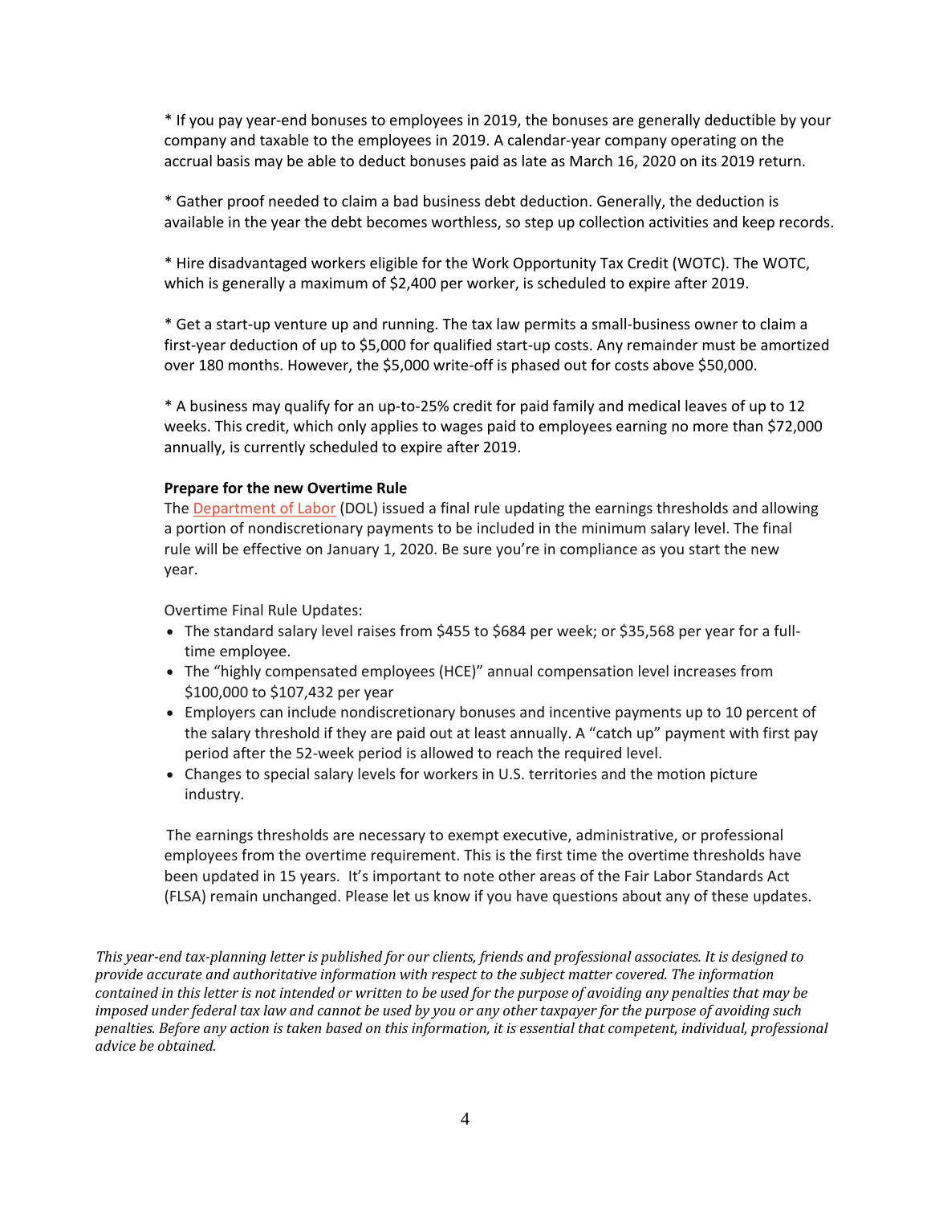* If you pay year-end bonuses to employees in 2019, the bonuses are generally deductible by your company and taxable to the employees in 2019. A calendar-year company operating on the accrual basis may be able to deduct bonuses paid as late as March 16, 2020 on its 2019 return.

* Gather proof needed to claim a bad business debt deduction. Generally, the deduction is available in the year the debt becomes worthless, so step up collection activities and keep records.

* Hire disadvantaged workers eligible for the Work Opportunity Tax Credit (WOTC). The WOTC, which is generally a maximum of $2,400 per worker, is scheduled to expire after 2019.

* Get a start-up venture up and running. The tax law permits a small-business owner to claim a first-year deduction of up to $5,000 for qualified start-up costs. Any remainder must be amortized over 180 months. However, the $5,000 write-off is phased out for costs above $50,000.

* A business may qualify for an up-to-25% credit for paid family and medical leaves of up to 12 weeks. This credit, which only applies to wages paid to employees earning no more than $72,000 annually, is currently scheduled to expire after 2019.

**Prepare for the new Overtime Rule**

The Department of Labor (DOL) issued a final rule updating the earnings thresholds and allowing a portion of nondiscretionary payments to be included in the minimum salary level. The final rule will be effective on January 1, 2020. Be sure you're in compliance as you start the new year.

Overtime Final Rule Updates:

- The standard salary level raises from $455 to $684 per week; or $35,568 per year for a full-time employee.
- The "highly compensated employees (HCE)" annual compensation level increases from $100,000 to $107,432 per year
- Employers can include nondiscretionary bonuses and incentive payments up to 10 percent of the salary threshold if they are paid out at least annually. A "catch up" payment with first pay period after the 52-week period is allowed to reach the required level.
- Changes to special salary levels for workers in U.S. territories and the motion picture industry.

The earnings thresholds are necessary to exempt executive, administrative, or professional employees from the overtime requirement. This is the first time the overtime thresholds have been updated in 15 years. It's important to note other areas of the Fair Labor Standards Act (FLSA) remain unchanged. Please let us know if you have questions about any of these updates.

*This year-end tax-planning letter is published for our clients, friends and professional associates. It is designed to provide accurate and authoritative information with respect to the subject matter covered. The information contained in this letter is not intended or written to be used for the purpose of avoiding any penalties that may be imposed under federal tax law and cannot be used by you or any other taxpayer for the purpose of avoiding such penalties. Before any action is taken based on this information, it is essential that competent, individual, professional advice be obtained.*